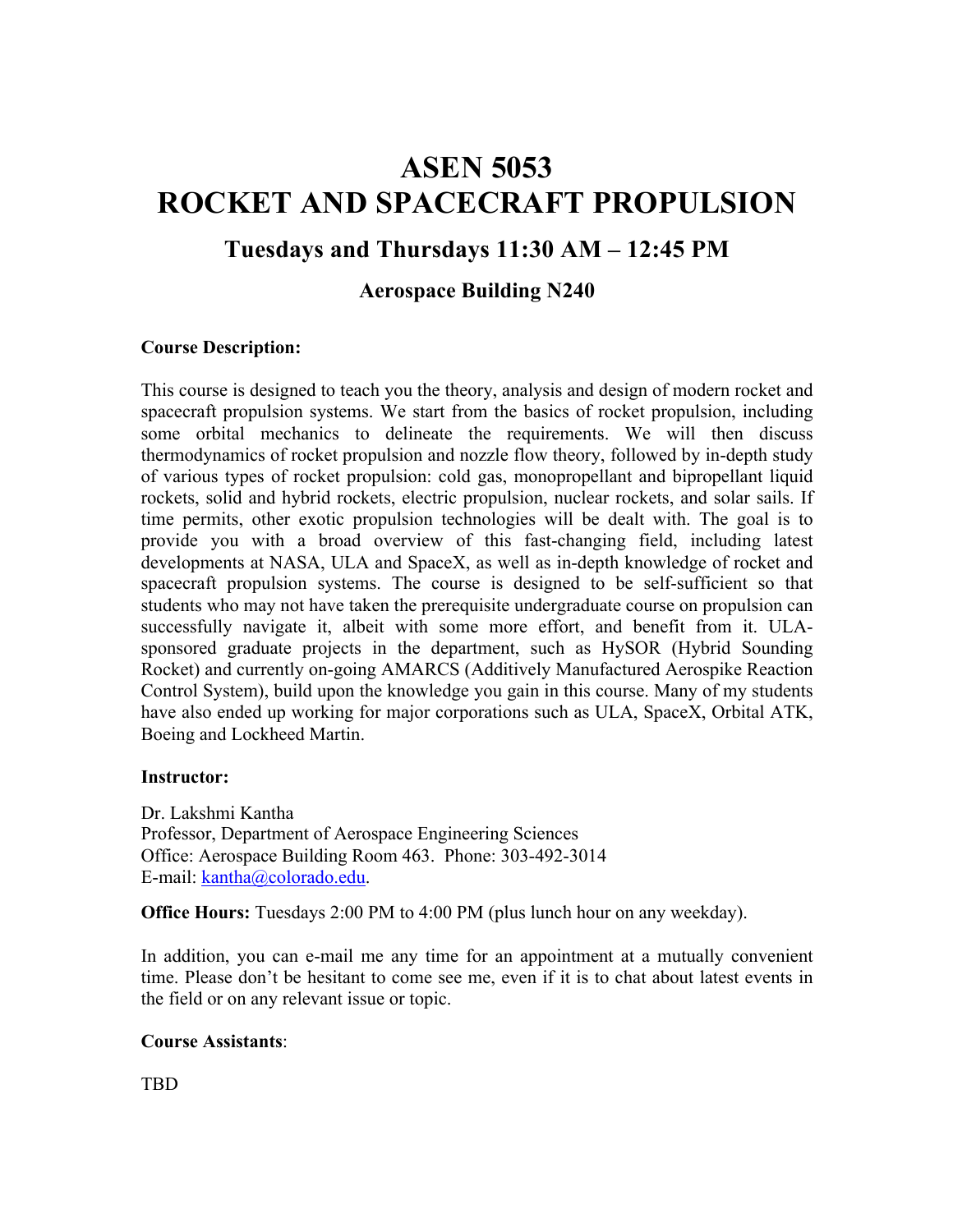# ASEN 5053
# ROCKET AND SPACECRAFT PROPULSION

## Tuesdays and Thursdays 11:30 AM – 12:45 PM

### Aerospace Building N240

**Course Description:**

This course is designed to teach you the theory, analysis and design of modern rocket and spacecraft propulsion systems. We start from the basics of rocket propulsion, including some orbital mechanics to delineate the requirements. We will then discuss thermodynamics of rocket propulsion and nozzle flow theory, followed by in-depth study of various types of rocket propulsion: cold gas, monopropellant and bipropellant liquid rockets, solid and hybrid rockets, electric propulsion, nuclear rockets, and solar sails. If time permits, other exotic propulsion technologies will be dealt with. The goal is to provide you with a broad overview of this fast-changing field, including latest developments at NASA, ULA and SpaceX, as well as in-depth knowledge of rocket and spacecraft propulsion systems. The course is designed to be self-sufficient so that students who may not have taken the prerequisite undergraduate course on propulsion can successfully navigate it, albeit with some more effort, and benefit from it. ULA-sponsored graduate projects in the department, such as HySOR (Hybrid Sounding Rocket) and currently on-going AMARCS (Additively Manufactured Aerospike Reaction Control System), build upon the knowledge you gain in this course. Many of my students have also ended up working for major corporations such as ULA, SpaceX, Orbital ATK, Boeing and Lockheed Martin.

**Instructor:**

Dr. Lakshmi Kantha
Professor, Department of Aerospace Engineering Sciences
Office: Aerospace Building Room 463. Phone: 303-492-3014
E-mail: kantha@colorado.edu.

**Office Hours:** Tuesdays 2:00 PM to 4:00 PM (plus lunch hour on any weekday).

In addition, you can e-mail me any time for an appointment at a mutually convenient time. Please don't be hesitant to come see me, even if it is to chat about latest events in the field or on any relevant issue or topic.

**Course Assistants**:

TBD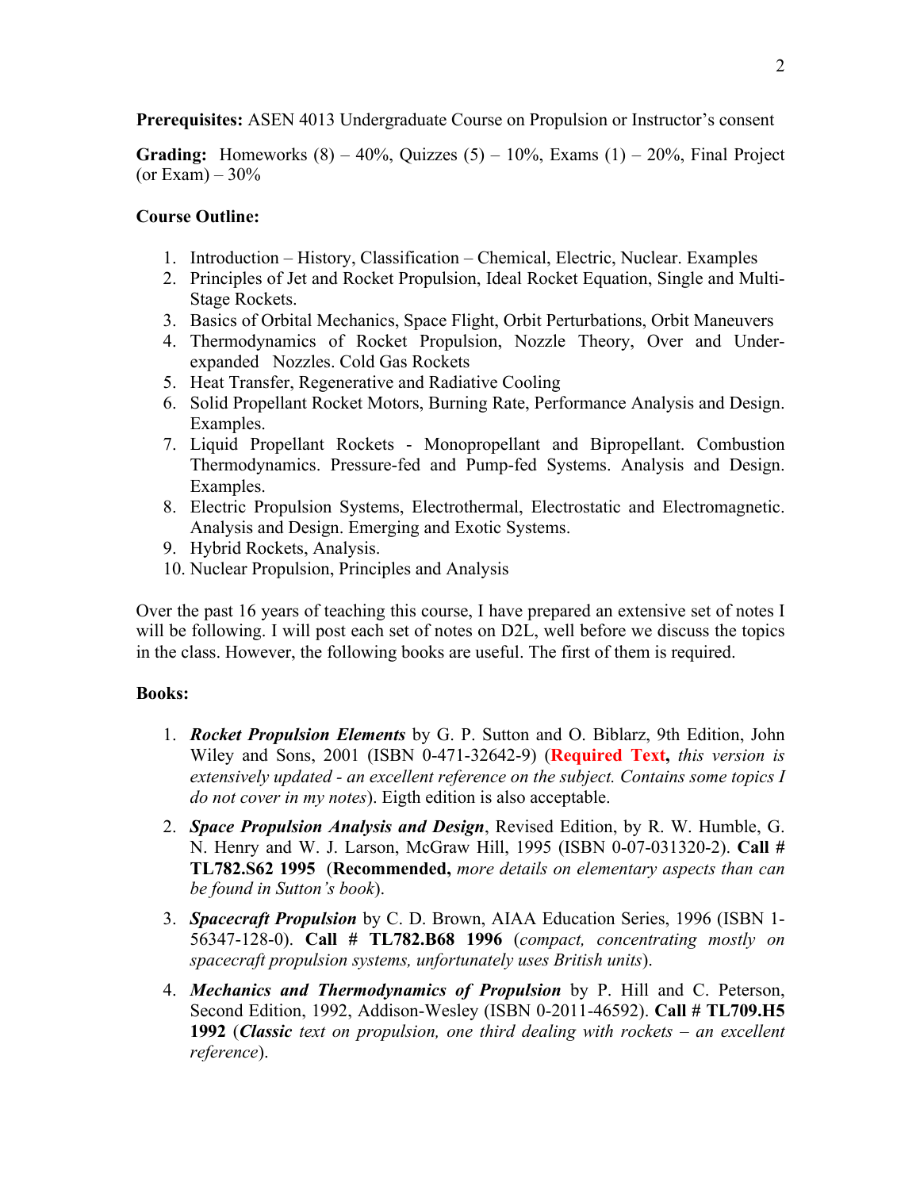**Prerequisites:** ASEN 4013 Undergraduate Course on Propulsion or Instructor's consent

**Grading:** Homeworks (8) – 40%, Quizzes (5) – 10%, Exams (1) – 20%, Final Project (or Exam) – 30%

**Course Outline:**

1. Introduction – History, Classification – Chemical, Electric, Nuclear. Examples
2. Principles of Jet and Rocket Propulsion, Ideal Rocket Equation, Single and Multi-Stage Rockets.
3. Basics of Orbital Mechanics, Space Flight, Orbit Perturbations, Orbit Maneuvers
4. Thermodynamics of Rocket Propulsion, Nozzle Theory, Over and Under-expanded Nozzles. Cold Gas Rockets
5. Heat Transfer, Regenerative and Radiative Cooling
6. Solid Propellant Rocket Motors, Burning Rate, Performance Analysis and Design. Examples.
7. Liquid Propellant Rockets - Monopropellant and Bipropellant. Combustion Thermodynamics. Pressure-fed and Pump-fed Systems. Analysis and Design. Examples.
8. Electric Propulsion Systems, Electrothermal, Electrostatic and Electromagnetic. Analysis and Design. Emerging and Exotic Systems.
9. Hybrid Rockets, Analysis.
10. Nuclear Propulsion, Principles and Analysis

Over the past 16 years of teaching this course, I have prepared an extensive set of notes I will be following. I will post each set of notes on D2L, well before we discuss the topics in the class. However, the following books are useful. The first of them is required.

**Books:**

1. ***Rocket Propulsion Elements*** by G. P. Sutton and O. Biblarz, 9th Edition, John Wiley and Sons, 2001 (ISBN 0-471-32642-9) (**Required Text,** *this version is extensively updated - an excellent reference on the subject. Contains some topics I do not cover in my notes*). Eigth edition is also acceptable.
2. ***Space Propulsion Analysis and Design***, Revised Edition, by R. W. Humble, G. N. Henry and W. J. Larson, McGraw Hill, 1995 (ISBN 0-07-031320-2). **Call # TL782.S62 1995** (**Recommended,** *more details on elementary aspects than can be found in Sutton's book*).
3. ***Spacecraft Propulsion*** by C. D. Brown, AIAA Education Series, 1996 (ISBN 1-56347-128-0). **Call # TL782.B68 1996** (*compact, concentrating mostly on spacecraft propulsion systems, unfortunately uses British units*).
4. ***Mechanics and Thermodynamics of Propulsion*** by P. Hill and C. Peterson, Second Edition, 1992, Addison-Wesley (ISBN 0-2011-46592). **Call # TL709.H5 1992** (***Classic*** *text on propulsion, one third dealing with rockets – an excellent reference*).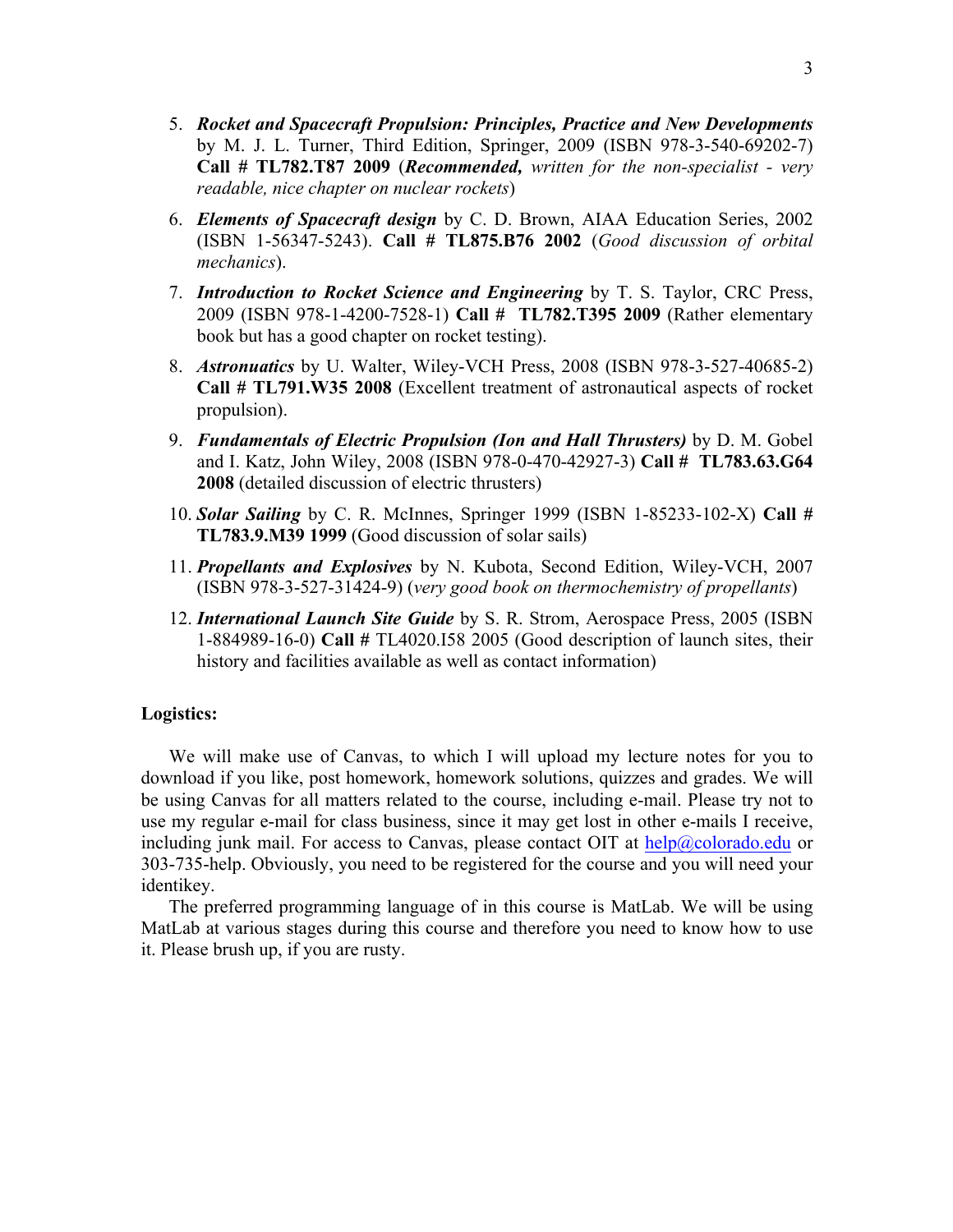5. ***Rocket and Spacecraft Propulsion: Principles, Practice and New Developments*** by M. J. L. Turner, Third Edition, Springer, 2009 (ISBN 978-3-540-69202-7) **Call # TL782.T87 2009** (***Recommended,*** *written for the non-specialist - very readable, nice chapter on nuclear rockets*)

6. ***Elements of Spacecraft design*** by C. D. Brown, AIAA Education Series, 2002 (ISBN 1-56347-5243). **Call # TL875.B76 2002** (*Good discussion of orbital mechanics*).

7. ***Introduction to Rocket Science and Engineering*** by T. S. Taylor, CRC Press, 2009 (ISBN 978-1-4200-7528-1) **Call # TL782.T395 2009** (Rather elementary book but has a good chapter on rocket testing).

8. ***Astronautics*** by U. Walter, Wiley-VCH Press, 2008 (ISBN 978-3-527-40685-2) **Call # TL791.W35 2008** (Excellent treatment of astronautical aspects of rocket propulsion).

9. ***Fundamentals of Electric Propulsion (Ion and Hall Thrusters)*** by D. M. Gobel and I. Katz, John Wiley, 2008 (ISBN 978-0-470-42927-3) **Call # TL783.63.G64 2008** (detailed discussion of electric thrusters)

10. ***Solar Sailing*** by C. R. McInnes, Springer 1999 (ISBN 1-85233-102-X) **Call # TL783.9.M39 1999** (Good discussion of solar sails)

11. ***Propellants and Explosives*** by N. Kubota, Second Edition, Wiley-VCH, 2007 (ISBN 978-3-527-31424-9) (*very good book on thermochemistry of propellants*)

12. ***International Launch Site Guide*** by S. R. Strom, Aerospace Press, 2005 (ISBN 1-884989-16-0) **Call #** TL4020.I58 2005 (Good description of launch sites, their history and facilities available as well as contact information)

**Logistics:**

We will make use of Canvas, to which I will upload my lecture notes for you to download if you like, post homework, homework solutions, quizzes and grades. We will be using Canvas for all matters related to the course, including e-mail. Please try not to use my regular e-mail for class business, since it may get lost in other e-mails I receive, including junk mail. For access to Canvas, please contact OIT at help@colorado.edu or 303-735-help. Obviously, you need to be registered for the course and you will need your identikey.

The preferred programming language of in this course is MatLab. We will be using MatLab at various stages during this course and therefore you need to know how to use it. Please brush up, if you are rusty.